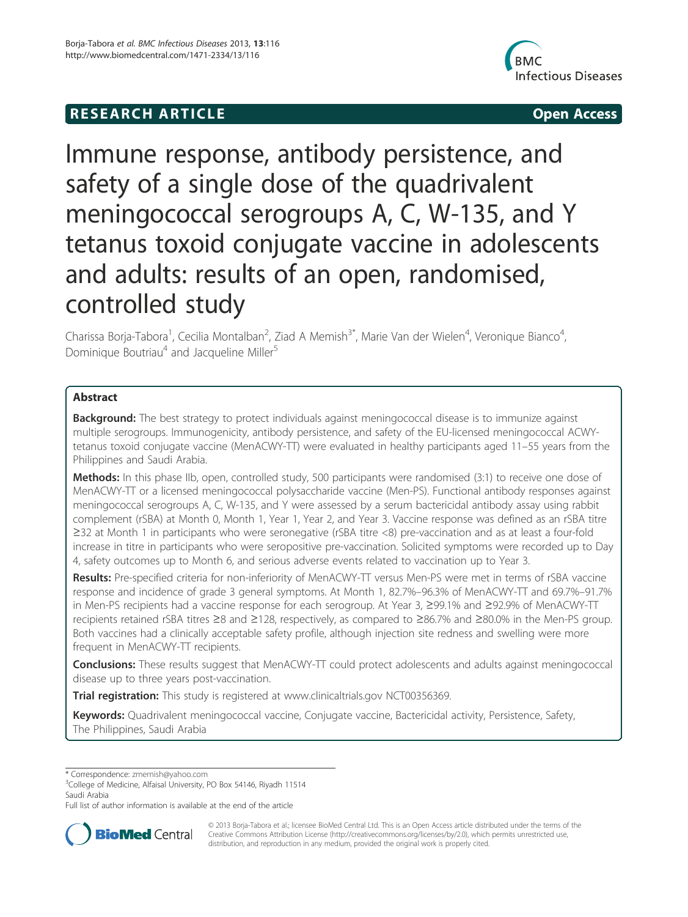**RESEARCH ARTICLE** **Open Access**

# Immune response, antibody persistence, and safety of a single dose of the quadrivalent meningococcal serogroups A, C, W-135, and Y tetanus toxoid conjugate vaccine in adolescents and adults: results of an open, randomised, controlled study

Charissa Borja-Tabora[1], Cecilia Montalban[2], Ziad A Memish[3*], Marie Van der Wielen[4], Veronique Bianco[4], Dominique Boutriau[4] and Jacqueline Miller[5]

## Abstract

**Background:** The best strategy to protect individuals against meningococcal disease is to immunize against multiple serogroups. Immunogenicity, antibody persistence, and safety of the EU-licensed meningococcal ACWY-tetanus toxoid conjugate vaccine (MenACWY-TT) were evaluated in healthy participants aged 11–55 years from the Philippines and Saudi Arabia.

**Methods:** In this phase IIb, open, controlled study, 500 participants were randomised (3:1) to receive one dose of MenACWY-TT or a licensed meningococcal polysaccharide vaccine (Men-PS). Functional antibody responses against meningococcal serogroups A, C, W-135, and Y were assessed by a serum bactericidal antibody assay using rabbit complement (rSBA) at Month 0, Month 1, Year 1, Year 2, and Year 3. Vaccine response was defined as an rSBA titre ≥32 at Month 1 in participants who were seronegative (rSBA titre <8) pre-vaccination and as at least a four-fold increase in titre in participants who were seropositive pre-vaccination. Solicited symptoms were recorded up to Day 4, safety outcomes up to Month 6, and serious adverse events related to vaccination up to Year 3.

**Results:** Pre-specified criteria for non-inferiority of MenACWY-TT versus Men-PS were met in terms of rSBA vaccine response and incidence of grade 3 general symptoms. At Month 1, 82.7%–96.3% of MenACWY-TT and 69.7%–91.7% in Men-PS recipients had a vaccine response for each serogroup. At Year 3, ≥99.1% and ≥92.9% of MenACWY-TT recipients retained rSBA titres ≥8 and ≥128, respectively, as compared to ≥86.7% and ≥80.0% in the Men-PS group. Both vaccines had a clinically acceptable safety profile, although injection site redness and swelling were more frequent in MenACWY-TT recipients.

**Conclusions:** These results suggest that MenACWY-TT could protect adolescents and adults against meningococcal disease up to three years post-vaccination.

**Trial registration:** This study is registered at www.clinicaltrials.gov NCT00356369.

**Keywords:** Quadrivalent meningococcal vaccine, Conjugate vaccine, Bactericidal activity, Persistence, Safety, The Philippines, Saudi Arabia

---

\* Correspondence: zmemish@yahoo.com
[3]College of Medicine, Alfaisal University, PO Box 54146, Riyadh 11514 Saudi Arabia
Full list of author information is available at the end of the article

© 2013 Borja-Tabora et al.; licensee BioMed Central Ltd. This is an Open Access article distributed under the terms of the Creative Commons Attribution License (http://creativecommons.org/licenses/by/2.0), which permits unrestricted use, distribution, and reproduction in any medium, provided the original work is properly cited.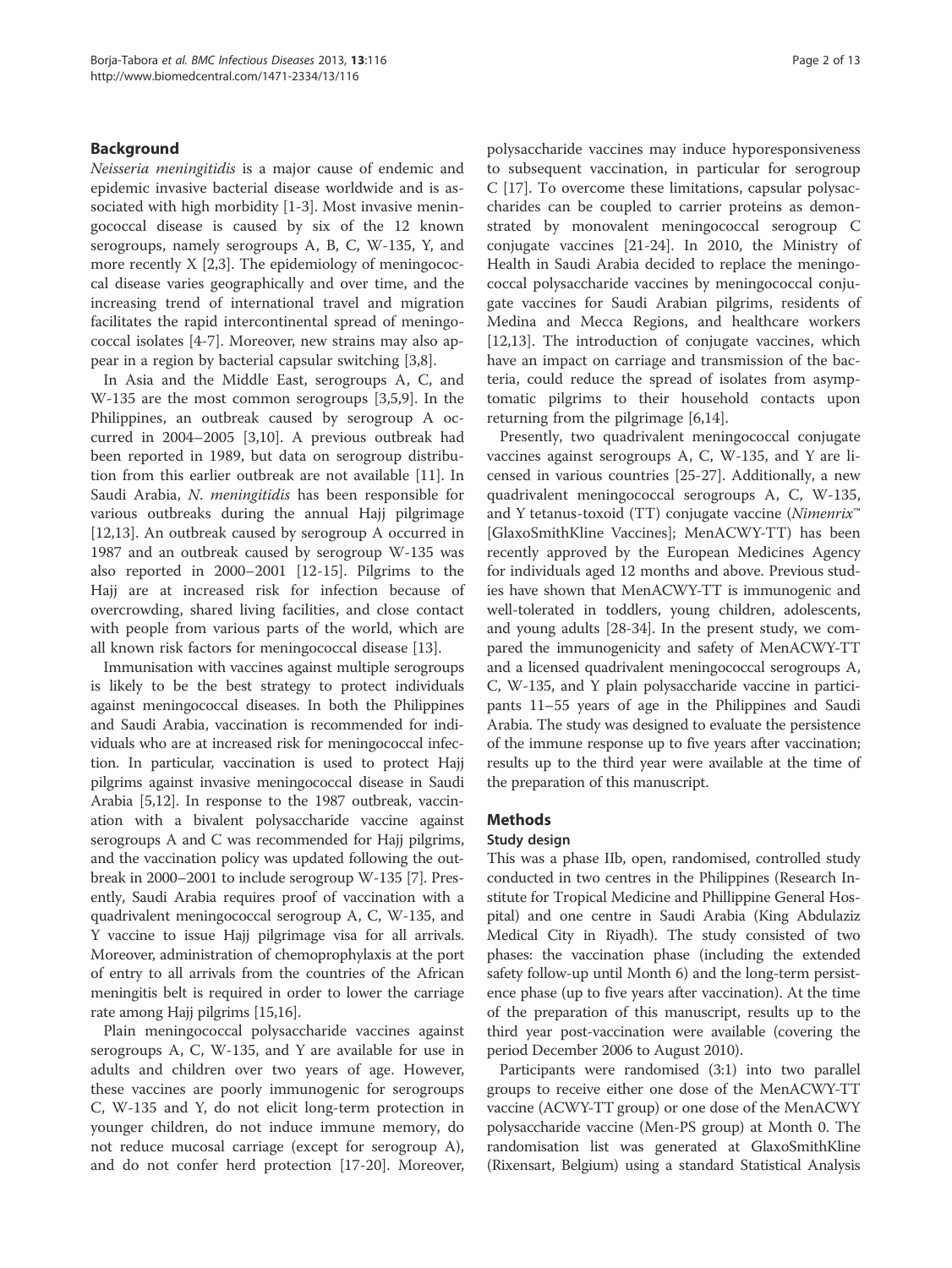## Background

*Neisseria meningitidis* is a major cause of endemic and epidemic invasive bacterial disease worldwide and is associated with high morbidity [1-3]. Most invasive meningococcal disease is caused by six of the 12 known serogroups, namely serogroups A, B, C, W-135, Y, and more recently X [2,3]. The epidemiology of meningococcal disease varies geographically and over time, and the increasing trend of international travel and migration facilitates the rapid intercontinental spread of meningococcal isolates [4-7]. Moreover, new strains may also appear in a region by bacterial capsular switching [3,8].

In Asia and the Middle East, serogroups A, C, and W-135 are the most common serogroups [3,5,9]. In the Philippines, an outbreak caused by serogroup A occurred in 2004–2005 [3,10]. A previous outbreak had been reported in 1989, but data on serogroup distribution from this earlier outbreak are not available [11]. In Saudi Arabia, *N. meningitidis* has been responsible for various outbreaks during the annual Hajj pilgrimage [12,13]. An outbreak caused by serogroup A occurred in 1987 and an outbreak caused by serogroup W-135 was also reported in 2000–2001 [12-15]. Pilgrims to the Hajj are at increased risk for infection because of overcrowding, shared living facilities, and close contact with people from various parts of the world, which are all known risk factors for meningococcal disease [13].

Immunisation with vaccines against multiple serogroups is likely to be the best strategy to protect individuals against meningococcal diseases. In both the Philippines and Saudi Arabia, vaccination is recommended for individuals who are at increased risk for meningococcal infection. In particular, vaccination is used to protect Hajj pilgrims against invasive meningococcal disease in Saudi Arabia [5,12]. In response to the 1987 outbreak, vaccination with a bivalent polysaccharide vaccine against serogroups A and C was recommended for Hajj pilgrims, and the vaccination policy was updated following the outbreak in 2000–2001 to include serogroup W-135 [7]. Presently, Saudi Arabia requires proof of vaccination with a quadrivalent meningococcal serogroup A, C, W-135, and Y vaccine to issue Hajj pilgrimage visa for all arrivals. Moreover, administration of chemoprophylaxis at the port of entry to all arrivals from the countries of the African meningitis belt is required in order to lower the carriage rate among Hajj pilgrims [15,16].

Plain meningococcal polysaccharide vaccines against serogroups A, C, W-135, and Y are available for use in adults and children over two years of age. However, these vaccines are poorly immunogenic for serogroups C, W-135 and Y, do not elicit long-term protection in younger children, do not induce immune memory, do not reduce mucosal carriage (except for serogroup A), and do not confer herd protection [17-20]. Moreover, polysaccharide vaccines may induce hyporesponsiveness to subsequent vaccination, in particular for serogroup C [17]. To overcome these limitations, capsular polysaccharides can be coupled to carrier proteins as demonstrated by monovalent meningococcal serogroup C conjugate vaccines [21-24]. In 2010, the Ministry of Health in Saudi Arabia decided to replace the meningococcal polysaccharide vaccines by meningococcal conjugate vaccines for Saudi Arabian pilgrims, residents of Medina and Mecca Regions, and healthcare workers [12,13]. The introduction of conjugate vaccines, which have an impact on carriage and transmission of the bacteria, could reduce the spread of isolates from asymptomatic pilgrims to their household contacts upon returning from the pilgrimage [6,14].

Presently, two quadrivalent meningococcal conjugate vaccines against serogroups A, C, W-135, and Y are licensed in various countries [25-27]. Additionally, a new quadrivalent meningococcal serogroups A, C, W-135, and Y tetanus-toxoid (TT) conjugate vaccine (*Nimenrix*™ [GlaxoSmithKline Vaccines]; MenACWY-TT) has been recently approved by the European Medicines Agency for individuals aged 12 months and above. Previous studies have shown that MenACWY-TT is immunogenic and well-tolerated in toddlers, young children, adolescents, and young adults [28-34]. In the present study, we compared the immunogenicity and safety of MenACWY-TT and a licensed quadrivalent meningococcal serogroups A, C, W-135, and Y plain polysaccharide vaccine in participants 11–55 years of age in the Philippines and Saudi Arabia. The study was designed to evaluate the persistence of the immune response up to five years after vaccination; results up to the third year were available at the time of the preparation of this manuscript.

## Methods

### Study design

This was a phase IIb, open, randomised, controlled study conducted in two centres in the Philippines (Research Institute for Tropical Medicine and Phillippine General Hospital) and one centre in Saudi Arabia (King Abdulaziz Medical City in Riyadh). The study consisted of two phases: the vaccination phase (including the extended safety follow-up until Month 6) and the long-term persistence phase (up to five years after vaccination). At the time of the preparation of this manuscript, results up to the third year post-vaccination were available (covering the period December 2006 to August 2010).

Participants were randomised (3:1) into two parallel groups to receive either one dose of the MenACWY-TT vaccine (ACWY-TT group) or one dose of the MenACWY polysaccharide vaccine (Men-PS group) at Month 0. The randomisation list was generated at GlaxoSmithKline (Rixensart, Belgium) using a standard Statistical Analysis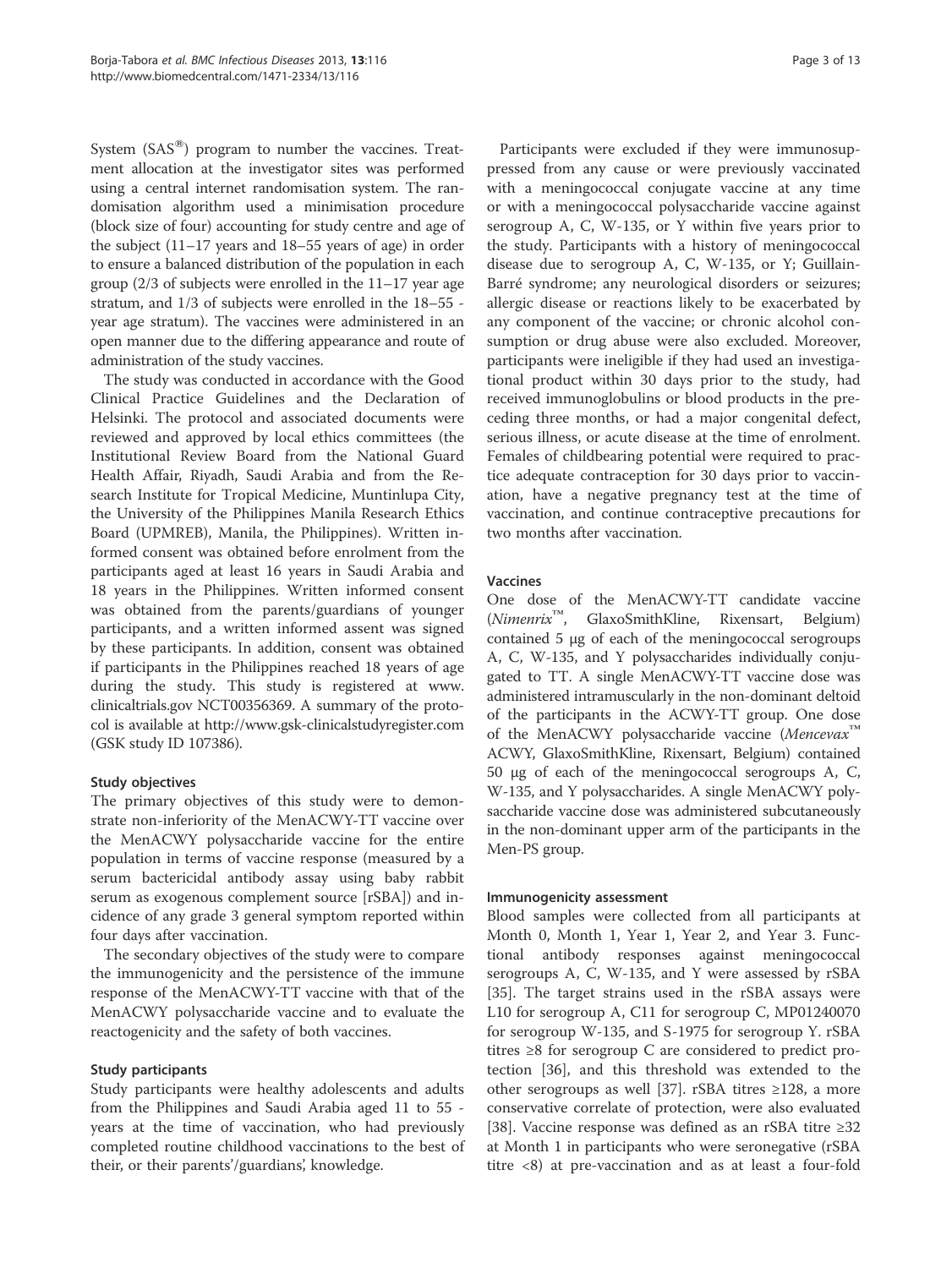System (SAS®) program to number the vaccines. Treatment allocation at the investigator sites was performed using a central internet randomisation system. The randomisation algorithm used a minimisation procedure (block size of four) accounting for study centre and age of the subject (11–17 years and 18–55 years of age) in order to ensure a balanced distribution of the population in each group (2/3 of subjects were enrolled in the 11–17 year age stratum, and 1/3 of subjects were enrolled in the 18–55 - year age stratum). The vaccines were administered in an open manner due to the differing appearance and route of administration of the study vaccines.

The study was conducted in accordance with the Good Clinical Practice Guidelines and the Declaration of Helsinki. The protocol and associated documents were reviewed and approved by local ethics committees (the Institutional Review Board from the National Guard Health Affair, Riyadh, Saudi Arabia and from the Research Institute for Tropical Medicine, Muntinlupa City, the University of the Philippines Manila Research Ethics Board (UPMREB), Manila, the Philippines). Written informed consent was obtained before enrolment from the participants aged at least 16 years in Saudi Arabia and 18 years in the Philippines. Written informed consent was obtained from the parents/guardians of younger participants, and a written informed assent was signed by these participants. In addition, consent was obtained if participants in the Philippines reached 18 years of age during the study. This study is registered at www.clinicaltrials.gov NCT00356369. A summary of the protocol is available at http://www.gsk-clinicalstudyregister.com (GSK study ID 107386).

### Study objectives

The primary objectives of this study were to demonstrate non-inferiority of the MenACWY-TT vaccine over the MenACWY polysaccharide vaccine for the entire population in terms of vaccine response (measured by a serum bactericidal antibody assay using baby rabbit serum as exogenous complement source [rSBA]) and incidence of any grade 3 general symptom reported within four days after vaccination.

The secondary objectives of the study were to compare the immunogenicity and the persistence of the immune response of the MenACWY-TT vaccine with that of the MenACWY polysaccharide vaccine and to evaluate the reactogenicity and the safety of both vaccines.

### Study participants

Study participants were healthy adolescents and adults from the Philippines and Saudi Arabia aged 11 to 55 - years at the time of vaccination, who had previously completed routine childhood vaccinations to the best of their, or their parents'/guardians', knowledge.

Participants were excluded if they were immunosuppressed from any cause or were previously vaccinated with a meningococcal conjugate vaccine at any time or with a meningococcal polysaccharide vaccine against serogroup A, C, W-135, or Y within five years prior to the study. Participants with a history of meningococcal disease due to serogroup A, C, W-135, or Y; Guillain-Barré syndrome; any neurological disorders or seizures; allergic disease or reactions likely to be exacerbated by any component of the vaccine; or chronic alcohol consumption or drug abuse were also excluded. Moreover, participants were ineligible if they had used an investigational product within 30 days prior to the study, had received immunoglobulins or blood products in the preceding three months, or had a major congenital defect, serious illness, or acute disease at the time of enrolment. Females of childbearing potential were required to practice adequate contraception for 30 days prior to vaccination, have a negative pregnancy test at the time of vaccination, and continue contraceptive precautions for two months after vaccination.

### Vaccines

One dose of the MenACWY-TT candidate vaccine (*Nimenrix*™, GlaxoSmithKline, Rixensart, Belgium) contained 5 μg of each of the meningococcal serogroups A, C, W-135, and Y polysaccharides individually conjugated to TT. A single MenACWY-TT vaccine dose was administered intramuscularly in the non-dominant deltoid of the participants in the ACWY-TT group. One dose of the MenACWY polysaccharide vaccine (*Mencevax*™ ACWY, GlaxoSmithKline, Rixensart, Belgium) contained 50 μg of each of the meningococcal serogroups A, C, W-135, and Y polysaccharides. A single MenACWY polysaccharide vaccine dose was administered subcutaneously in the non-dominant upper arm of the participants in the Men-PS group.

### Immunogenicity assessment

Blood samples were collected from all participants at Month 0, Month 1, Year 1, Year 2, and Year 3. Functional antibody responses against meningococcal serogroups A, C, W-135, and Y were assessed by rSBA [35]. The target strains used in the rSBA assays were L10 for serogroup A, C11 for serogroup C, MP01240070 for serogroup W-135, and S-1975 for serogroup Y. rSBA titres ≥8 for serogroup C are considered to predict protection [36], and this threshold was extended to the other serogroups as well [37]. rSBA titres ≥128, a more conservative correlate of protection, were also evaluated [38]. Vaccine response was defined as an rSBA titre ≥32 at Month 1 in participants who were seronegative (rSBA titre <8) at pre-vaccination and as at least a four-fold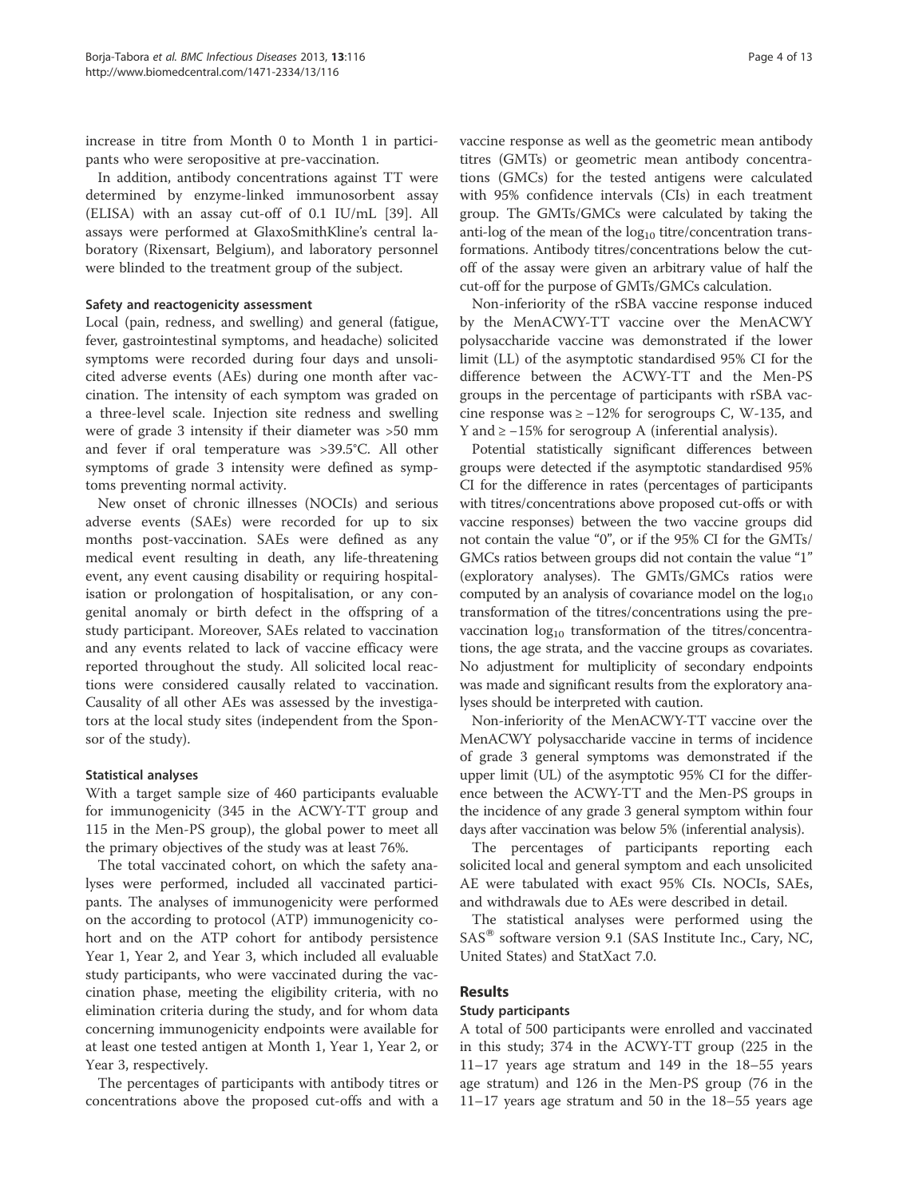increase in titre from Month 0 to Month 1 in participants who were seropositive at pre-vaccination.

In addition, antibody concentrations against TT were determined by enzyme-linked immunosorbent assay (ELISA) with an assay cut-off of 0.1 IU/mL [39]. All assays were performed at GlaxoSmithKline's central laboratory (Rixensart, Belgium), and laboratory personnel were blinded to the treatment group of the subject.

#### Safety and reactogenicity assessment

Local (pain, redness, and swelling) and general (fatigue, fever, gastrointestinal symptoms, and headache) solicited symptoms were recorded during four days and unsolicited adverse events (AEs) during one month after vaccination. The intensity of each symptom was graded on a three-level scale. Injection site redness and swelling were of grade 3 intensity if their diameter was >50 mm and fever if oral temperature was >39.5°C. All other symptoms of grade 3 intensity were defined as symptoms preventing normal activity.

New onset of chronic illnesses (NOCIs) and serious adverse events (SAEs) were recorded for up to six months post-vaccination. SAEs were defined as any medical event resulting in death, any life-threatening event, any event causing disability or requiring hospitalisation or prolongation of hospitalisation, or any congenital anomaly or birth defect in the offspring of a study participant. Moreover, SAEs related to vaccination and any events related to lack of vaccine efficacy were reported throughout the study. All solicited local reactions were considered causally related to vaccination. Causality of all other AEs was assessed by the investigators at the local study sites (independent from the Sponsor of the study).

#### Statistical analyses

With a target sample size of 460 participants evaluable for immunogenicity (345 in the ACWY-TT group and 115 in the Men-PS group), the global power to meet all the primary objectives of the study was at least 76%.

The total vaccinated cohort, on which the safety analyses were performed, included all vaccinated participants. The analyses of immunogenicity were performed on the according to protocol (ATP) immunogenicity cohort and on the ATP cohort for antibody persistence Year 1, Year 2, and Year 3, which included all evaluable study participants, who were vaccinated during the vaccination phase, meeting the eligibility criteria, with no elimination criteria during the study, and for whom data concerning immunogenicity endpoints were available for at least one tested antigen at Month 1, Year 1, Year 2, or Year 3, respectively.

The percentages of participants with antibody titres or concentrations above the proposed cut-offs and with a vaccine response as well as the geometric mean antibody titres (GMTs) or geometric mean antibody concentrations (GMCs) for the tested antigens were calculated with 95% confidence intervals (CIs) in each treatment group. The GMTs/GMCs were calculated by taking the anti-log of the mean of the $\log_{10}$ titre/concentration transformations. Antibody titres/concentrations below the cut-off of the assay were given an arbitrary value of half the cut-off for the purpose of GMTs/GMCs calculation.

Non-inferiority of the rSBA vaccine response induced by the MenACWY-TT vaccine over the MenACWY polysaccharide vaccine was demonstrated if the lower limit (LL) of the asymptotic standardised 95% CI for the difference between the ACWY-TT and the Men-PS groups in the percentage of participants with rSBA vaccine response was ≥ −12% for serogroups C, W-135, and Y and ≥ −15% for serogroup A (inferential analysis).

Potential statistically significant differences between groups were detected if the asymptotic standardised 95% CI for the difference in rates (percentages of participants with titres/concentrations above proposed cut-offs or with vaccine responses) between the two vaccine groups did not contain the value "0", or if the 95% CI for the GMTs/GMCs ratios between groups did not contain the value "1" (exploratory analyses). The GMTs/GMCs ratios were computed by an analysis of covariance model on the $\log_{10}$ transformation of the titres/concentrations using the pre-vaccination $\log_{10}$ transformation of the titres/concentrations, the age strata, and the vaccine groups as covariates. No adjustment for multiplicity of secondary endpoints was made and significant results from the exploratory analyses should be interpreted with caution.

Non-inferiority of the MenACWY-TT vaccine over the MenACWY polysaccharide vaccine in terms of incidence of grade 3 general symptoms was demonstrated if the upper limit (UL) of the asymptotic 95% CI for the difference between the ACWY-TT and the Men-PS groups in the incidence of any grade 3 general symptom within four days after vaccination was below 5% (inferential analysis).

The percentages of participants reporting each solicited local and general symptom and each unsolicited AE were tabulated with exact 95% CIs. NOCIs, SAEs, and withdrawals due to AEs were described in detail.

The statistical analyses were performed using the SAS® software version 9.1 (SAS Institute Inc., Cary, NC, United States) and StatXact 7.0.

## Results

#### Study participants

A total of 500 participants were enrolled and vaccinated in this study; 374 in the ACWY-TT group (225 in the 11–17 years age stratum and 149 in the 18–55 years age stratum) and 126 in the Men-PS group (76 in the 11–17 years age stratum and 50 in the 18–55 years age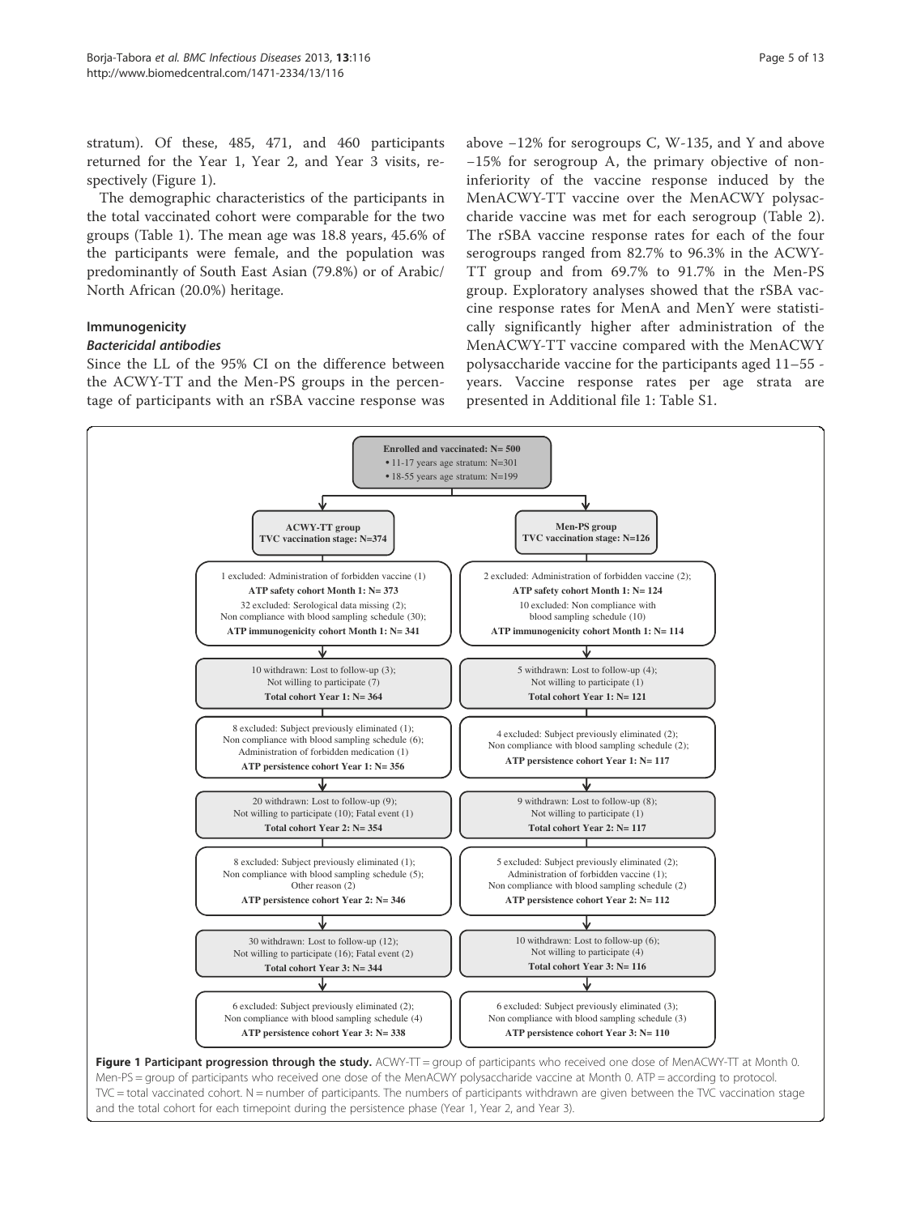stratum). Of these, 485, 471, and 460 participants returned for the Year 1, Year 2, and Year 3 visits, respectively (Figure 1).

The demographic characteristics of the participants in the total vaccinated cohort were comparable for the two groups (Table 1). The mean age was 18.8 years, 45.6% of the participants were female, and the population was predominantly of South East Asian (79.8%) or of Arabic/North African (20.0%) heritage.

## Immunogenicity

### *Bactericidal antibodies*

Since the LL of the 95% CI on the difference between the ACWY-TT and the Men-PS groups in the percentage of participants with an rSBA vaccine response was above −12% for serogroups C, W-135, and Y and above −15% for serogroup A, the primary objective of non-inferiority of the vaccine response induced by the MenACWY-TT vaccine over the MenACWY polysaccharide vaccine was met for each serogroup (Table 2). The rSBA vaccine response rates for each of the four serogroups ranged from 82.7% to 96.3% in the ACWY-TT group and from 69.7% to 91.7% in the Men-PS group. Exploratory analyses showed that the rSBA vaccine response rates for MenA and MenY were statistically significantly higher after administration of the MenACWY-TT vaccine compared with the MenACWY polysaccharide vaccine for the participants aged 11–55 -years. Vaccine response rates per age strata are presented in Additional file 1: Table S1.

**Enrolled and vaccinated: N= 500**
- 11-17 years age stratum: N=301
- 18-55 years age stratum: N=199

| ACWY-TT group | Men-PS group |
| --- | --- |
| **TVC vaccination stage: N=374** | **TVC vaccination stage: N=126** |
| 1 excluded: Administration of forbidden vaccine (1); **ATP safety cohort Month 1: N= 373**; 32 excluded: Serological data missing (2); Non compliance with blood sampling schedule (30); **ATP immunogenicity cohort Month 1: N= 341** | 2 excluded: Administration of forbidden vaccine (2); **ATP safety cohort Month 1: N= 124**; 10 excluded: Non compliance with blood sampling schedule (10); **ATP immunogenicity cohort Month 1: N= 114** |
| 10 withdrawn: Lost to follow-up (3); Not willing to participate (7); **Total cohort Year 1: N= 364** | 5 withdrawn: Lost to follow-up (4); Not willing to participate (1); **Total cohort Year 1: N= 121** |
| 8 excluded: Subject previously eliminated (1); Non compliance with blood sampling schedule (6); Administration of forbidden medication (1); **ATP persistence cohort Year 1: N= 356** | 4 excluded: Subject previously eliminated (2); Non compliance with blood sampling schedule (2); **ATP persistence cohort Year 1: N= 117** |
| 20 withdrawn: Lost to follow-up (9); Not willing to participate (10); Fatal event (1); **Total cohort Year 2: N= 354** | 9 withdrawn: Lost to follow-up (8); Not willing to participate (1); **Total cohort Year 2: N= 117** |
| 8 excluded: Subject previously eliminated (1); Non compliance with blood sampling schedule (5); Other reason (2); **ATP persistence cohort Year 2: N= 346** | 5 excluded: Subject previously eliminated (2); Administration of forbidden vaccine (1); Non compliance with blood sampling schedule (2); **ATP persistence cohort Year 2: N= 112** |
| 30 withdrawn: Lost to follow-up (12); Not willing to participate (16); Fatal event (2); **Total cohort Year 3: N= 344** | 10 withdrawn: Lost to follow-up (6); Not willing to participate (4); **Total cohort Year 3: N= 116** |
| 6 excluded: Subject previously eliminated (2); Non compliance with blood sampling schedule (4); **ATP persistence cohort Year 3: N= 338** | 6 excluded: Subject previously eliminated (3); Non compliance with blood sampling schedule (3); **ATP persistence cohort Year 3: N= 110** |

**Figure 1 Participant progression through the study.** ACWY-TT = group of participants who received one dose of MenACWY-TT at Month 0. Men-PS = group of participants who received one dose of the MenACWY polysaccharide vaccine at Month 0. ATP = according to protocol. TVC = total vaccinated cohort. N = number of participants. The numbers of participants withdrawn are given between the TVC vaccination stage and the total cohort for each timepoint during the persistence phase (Year 1, Year 2, and Year 3).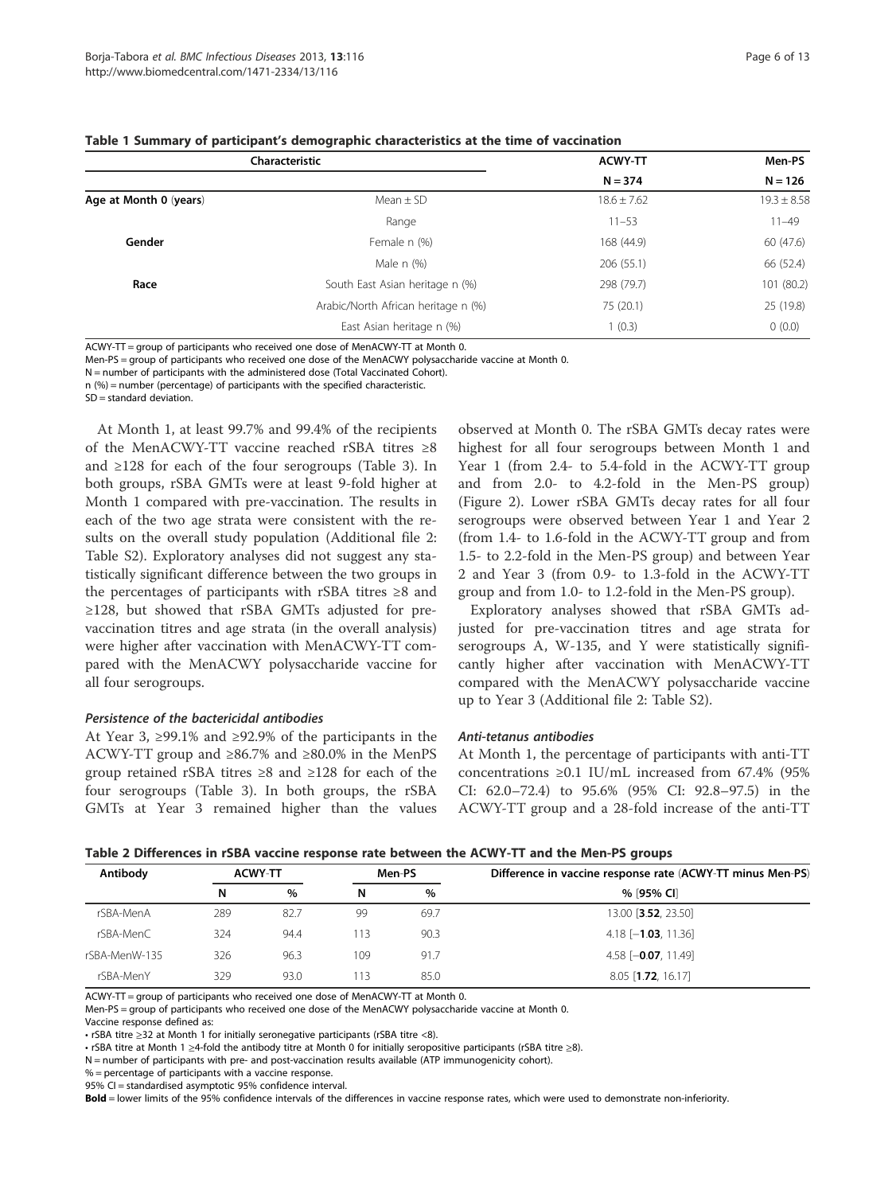**Table 1 Summary of participant's demographic characteristics at the time of vaccination**

| Characteristic | | ACWY-TT | Men-PS |
|---|---|---|---|
| | | N = 374 | N = 126 |
| **Age at Month 0** (years) | Mean ± SD | 18.6 ± 7.62 | 19.3 ± 8.58 |
| | Range | 11–53 | 11–49 |
| **Gender** | Female n (%) | 168 (44.9) | 60 (47.6) |
| | Male n (%) | 206 (55.1) | 66 (52.4) |
| **Race** | South East Asian heritage n (%) | 298 (79.7) | 101 (80.2) |
| | Arabic/North African heritage n (%) | 75 (20.1) | 25 (19.8) |
| | East Asian heritage n (%) | 1 (0.3) | 0 (0.0) |

ACWY-TT = group of participants who received one dose of MenACWY-TT at Month 0.
Men-PS = group of participants who received one dose of the MenACWY polysaccharide vaccine at Month 0.
N = number of participants with the administered dose (Total Vaccinated Cohort).
n (%) = number (percentage) of participants with the specified characteristic.
SD = standard deviation.

At Month 1, at least 99.7% and 99.4% of the recipients of the MenACWY-TT vaccine reached rSBA titres ≥8 and ≥128 for each of the four serogroups (Table 3). In both groups, rSBA GMTs were at least 9-fold higher at Month 1 compared with pre-vaccination. The results in each of the two age strata were consistent with the results on the overall study population (Additional file 2: Table S2). Exploratory analyses did not suggest any statistically significant difference between the two groups in the percentages of participants with rSBA titres ≥8 and ≥128, but showed that rSBA GMTs adjusted for pre-vaccination titres and age strata (in the overall analysis) were higher after vaccination with MenACWY-TT compared with the MenACWY polysaccharide vaccine for all four serogroups.

#### *Persistence of the bactericidal antibodies*

At Year 3, ≥99.1% and ≥92.9% of the participants in the ACWY-TT group and ≥86.7% and ≥80.0% in the MenPS group retained rSBA titres ≥8 and ≥128 for each of the four serogroups (Table 3). In both groups, the rSBA GMTs at Year 3 remained higher than the values observed at Month 0. The rSBA GMTs decay rates were highest for all four serogroups between Month 1 and Year 1 (from 2.4- to 5.4-fold in the ACWY-TT group and from 2.0- to 4.2-fold in the Men-PS group) (Figure 2). Lower rSBA GMTs decay rates for all four serogroups were observed between Year 1 and Year 2 (from 1.4- to 1.6-fold in the ACWY-TT group and from 1.5- to 2.2-fold in the Men-PS group) and between Year 2 and Year 3 (from 0.9- to 1.3-fold in the ACWY-TT group and from 1.0- to 1.2-fold in the Men-PS group).

Exploratory analyses showed that rSBA GMTs adjusted for pre-vaccination titres and age strata for serogroups A, W-135, and Y were statistically significantly higher after vaccination with MenACWY-TT compared with the MenACWY polysaccharide vaccine up to Year 3 (Additional file 2: Table S2).

#### *Anti-tetanus antibodies*

At Month 1, the percentage of participants with anti-TT concentrations ≥0.1 IU/mL increased from 67.4% (95% CI: 62.0–72.4) to 95.6% (95% CI: 92.8–97.5) in the ACWY-TT group and a 28-fold increase of the anti-TT

**Table 2 Differences in rSBA vaccine response rate between the ACWY-TT and the Men-PS groups**

| Antibody | ACWY-TT | | Men-PS | | Difference in vaccine response rate (ACWY-TT minus Men-PS) |
|---|---|---|---|---|---|
| | N | % | N | % | % [95% CI] |
| rSBA-MenA | 289 | 82.7 | 99 | 69.7 | 13.00 [**3.52**, 23.50] |
| rSBA-MenC | 324 | 94.4 | 113 | 90.3 | 4.18 [−**1.03**, 11.36] |
| rSBA-MenW-135 | 326 | 96.3 | 109 | 91.7 | 4.58 [−**0.07**, 11.49] |
| rSBA-MenY | 329 | 93.0 | 113 | 85.0 | 8.05 [**1.72**, 16.17] |

ACWY-TT = group of participants who received one dose of MenACWY-TT at Month 0.
Men-PS = group of participants who received one dose of the MenACWY polysaccharide vaccine at Month 0.
Vaccine response defined as:
• rSBA titre ≥32 at Month 1 for initially seronegative participants (rSBA titre <8).
• rSBA titre at Month 1 ≥4-fold the antibody titre at Month 0 for initially seropositive participants (rSBA titre ≥8).
N = number of participants with pre- and post-vaccination results available (ATP immunogenicity cohort).
% = percentage of participants with a vaccine response.
95% CI = standardised asymptotic 95% confidence interval.
**Bold** = lower limits of the 95% confidence intervals of the differences in vaccine response rates, which were used to demonstrate non-inferiority.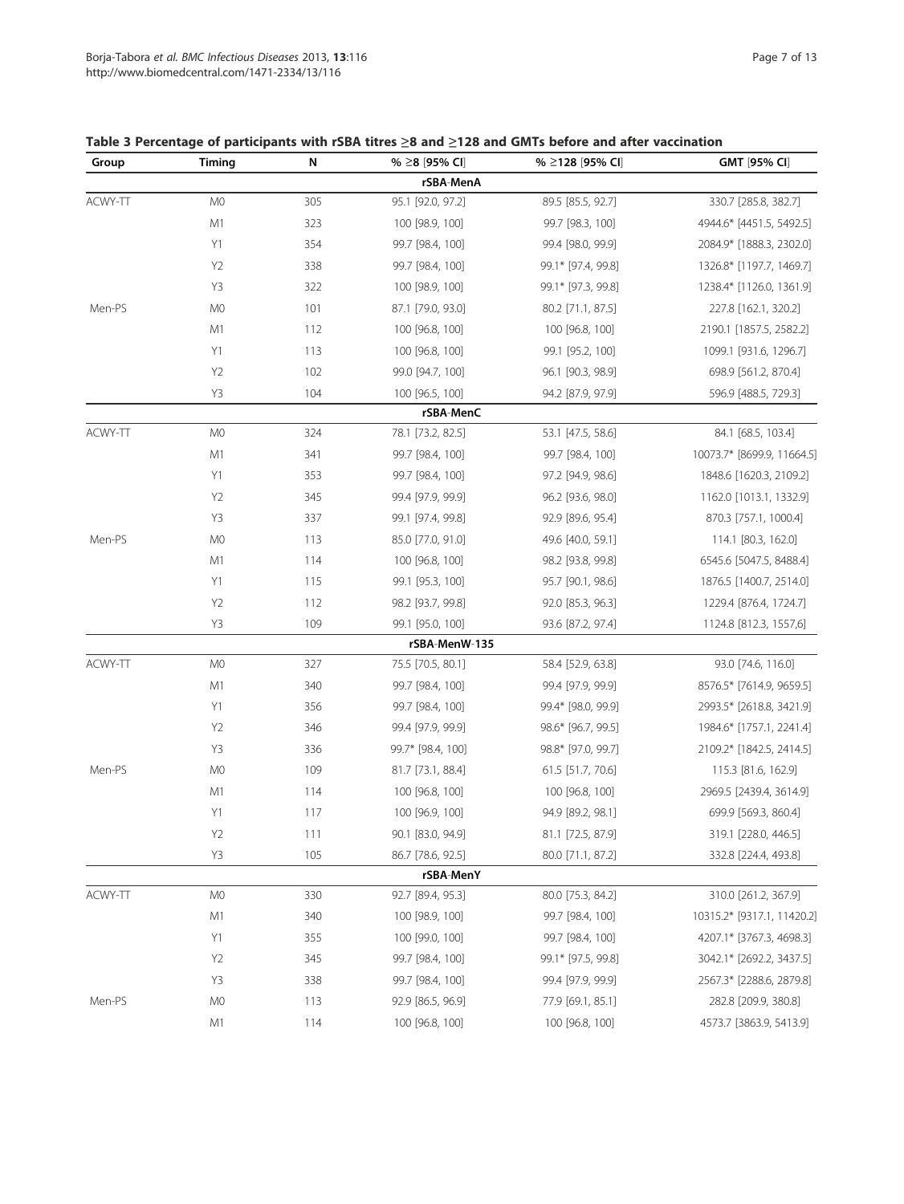**Table 3 Percentage of participants with rSBA titres ≥8 and ≥128 and GMTs before and after vaccination**

| Group | Timing | N | % ≥8 [95% CI] | % ≥128 [95% CI] | GMT [95% CI] |
|---|---|---|---|---|---|
| | | | rSBA-MenA | | |
| ACWY-TT | M0 | 305 | 95.1 [92.0, 97.2] | 89.5 [85.5, 92.7] | 330.7 [285.8, 382.7] |
| | M1 | 323 | 100 [98.9, 100] | 99.7 [98.3, 100] | 4944.6* [4451.5, 5492.5] |
| | Y1 | 354 | 99.7 [98.4, 100] | 99.4 [98.0, 99.9] | 2084.9* [1888.3, 2302.0] |
| | Y2 | 338 | 99.7 [98.4, 100] | 99.1* [97.4, 99.8] | 1326.8* [1197.7, 1469.7] |
| | Y3 | 322 | 100 [98.9, 100] | 99.1* [97.3, 99.8] | 1238.4* [1126.0, 1361.9] |
| Men-PS | M0 | 101 | 87.1 [79.0, 93.0] | 80.2 [71.1, 87.5] | 227.8 [162.1, 320.2] |
| | M1 | 112 | 100 [96.8, 100] | 100 [96.8, 100] | 2190.1 [1857.5, 2582.2] |
| | Y1 | 113 | 100 [96.8, 100] | 99.1 [95.2, 100] | 1099.1 [931.6, 1296.7] |
| | Y2 | 102 | 99.0 [94.7, 100] | 96.1 [90.3, 98.9] | 698.9 [561.2, 870.4] |
| | Y3 | 104 | 100 [96.5, 100] | 94.2 [87.9, 97.9] | 596.9 [488.5, 729.3] |
| | | | rSBA-MenC | | |
| ACWY-TT | M0 | 324 | 78.1 [73.2, 82.5] | 53.1 [47.5, 58.6] | 84.1 [68.5, 103.4] |
| | M1 | 341 | 99.7 [98.4, 100] | 99.7 [98.4, 100] | 10073.7* [8699.9, 11664.5] |
| | Y1 | 353 | 99.7 [98.4, 100] | 97.2 [94.9, 98.6] | 1848.6 [1620.3, 2109.2] |
| | Y2 | 345 | 99.4 [97.9, 99.9] | 96.2 [93.6, 98.0] | 1162.0 [1013.1, 1332.9] |
| | Y3 | 337 | 99.1 [97.4, 99.8] | 92.9 [89.6, 95.4] | 870.3 [757.1, 1000.4] |
| Men-PS | M0 | 113 | 85.0 [77.0, 91.0] | 49.6 [40.0, 59.1] | 114.1 [80.3, 162.0] |
| | M1 | 114 | 100 [96.8, 100] | 98.2 [93.8, 99.8] | 6545.6 [5047.5, 8488.4] |
| | Y1 | 115 | 99.1 [95.3, 100] | 95.7 [90.1, 98.6] | 1876.5 [1400.7, 2514.0] |
| | Y2 | 112 | 98.2 [93.7, 99.8] | 92.0 [85.3, 96.3] | 1229.4 [876.4, 1724.7] |
| | Y3 | 109 | 99.1 [95.0, 100] | 93.6 [87.2, 97.4] | 1124.8 [812.3, 1557,6] |
| | | | rSBA-MenW-135 | | |
| ACWY-TT | M0 | 327 | 75.5 [70.5, 80.1] | 58.4 [52.9, 63.8] | 93.0 [74.6, 116.0] |
| | M1 | 340 | 99.7 [98.4, 100] | 99.4 [97.9, 99.9] | 8576.5* [7614.9, 9659.5] |
| | Y1 | 356 | 99.7 [98.4, 100] | 99.4* [98.0, 99.9] | 2993.5* [2618.8, 3421.9] |
| | Y2 | 346 | 99.4 [97.9, 99.9] | 98.6* [96.7, 99.5] | 1984.6* [1757.1, 2241.4] |
| | Y3 | 336 | 99.7* [98.4, 100] | 98.8* [97.0, 99.7] | 2109.2* [1842.5, 2414.5] |
| Men-PS | M0 | 109 | 81.7 [73.1, 88.4] | 61.5 [51.7, 70.6] | 115.3 [81.6, 162.9] |
| | M1 | 114 | 100 [96.8, 100] | 100 [96.8, 100] | 2969.5 [2439.4, 3614.9] |
| | Y1 | 117 | 100 [96.9, 100] | 94.9 [89.2, 98.1] | 699.9 [569.3, 860.4] |
| | Y2 | 111 | 90.1 [83.0, 94.9] | 81.1 [72.5, 87.9] | 319.1 [228.0, 446.5] |
| | Y3 | 105 | 86.7 [78.6, 92.5] | 80.0 [71.1, 87.2] | 332.8 [224.4, 493.8] |
| | | | rSBA-MenY | | |
| ACWY-TT | M0 | 330 | 92.7 [89.4, 95.3] | 80.0 [75.3, 84.2] | 310.0 [261.2, 367.9] |
| | M1 | 340 | 100 [98.9, 100] | 99.7 [98.4, 100] | 10315.2* [9317.1, 11420.2] |
| | Y1 | 355 | 100 [99.0, 100] | 99.7 [98.4, 100] | 4207.1* [3767.3, 4698.3] |
| | Y2 | 345 | 99.7 [98.4, 100] | 99.1* [97.5, 99.8] | 3042.1* [2692.2, 3437.5] |
| | Y3 | 338 | 99.7 [98.4, 100] | 99.4 [97.9, 99.9] | 2567.3* [2288.6, 2879.8] |
| Men-PS | M0 | 113 | 92.9 [86.5, 96.9] | 77.9 [69.1, 85.1] | 282.8 [209.9, 380.8] |
| | M1 | 114 | 100 [96.8, 100] | 100 [96.8, 100] | 4573.7 [3863.9, 5413.9] |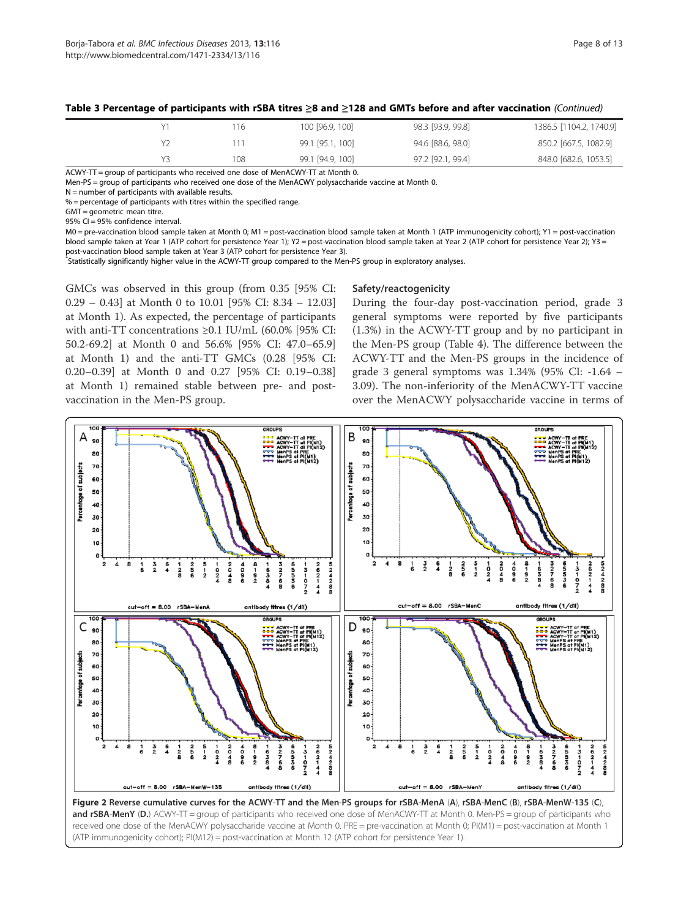**Table 3 Percentage of participants with rSBA titres ≥8 and ≥128 and GMTs before and after vaccination** *(Continued)*

| | | | | |
|---|---|---|---|---|
| Y1 | 116 | 100 [96.9, 100] | 98.3 [93.9, 99.8] | 1386.5 [1104.2, 1740.9] |
| Y2 | 111 | 99.1 [95.1, 100] | 94.6 [88.6, 98.0] | 850.2 [667.5, 1082.9] |
| Y3 | 108 | 99.1 [94.9, 100] | 97.2 [92.1, 99.4] | 848.0 [682.6, 1053.5] |

ACWY-TT = group of participants who received one dose of MenACWY-TT at Month 0.
Men-PS = group of participants who received one dose of the MenACWY polysaccharide vaccine at Month 0.
N = number of participants with available results.
% = percentage of participants with titres within the specified range.
GMT = geometric mean titre.
95% CI = 95% confidence interval.
M0 = pre-vaccination blood sample taken at Month 0; M1 = post-vaccination blood sample taken at Month 1 (ATP immunogenicity cohort); Y1 = post-vaccination blood sample taken at Year 1 (ATP cohort for persistence Year 1); Y2 = post-vaccination blood sample taken at Year 2 (ATP cohort for persistence Year 2); Y3 = post-vaccination blood sample taken at Year 3 (ATP cohort for persistence Year 3).
*Statistically significantly higher value in the ACWY-TT group compared to the Men-PS group in exploratory analyses.

GMCs was observed in this group (from 0.35 [95% CI: 0.29 – 0.43] at Month 0 to 10.01 [95% CI: 8.34 – 12.03] at Month 1). As expected, the percentage of participants with anti-TT concentrations ≥0.1 IU/mL (60.0% [95% CI: 50.2-69.2] at Month 0 and 56.6% [95% CI: 47.0–65.9] at Month 1) and the anti-TT GMCs (0.28 [95% CI: 0.20–0.39] at Month 0 and 0.27 [95% CI: 0.19–0.38] at Month 1) remained stable between pre- and post-vaccination in the Men-PS group.

### Safety/reactogenicity

During the four-day post-vaccination period, grade 3 general symptoms were reported by five participants (1.3%) in the ACWY-TT group and by no participant in the Men-PS group (Table 4). The difference between the ACWY-TT and the Men-PS groups in the incidence of grade 3 general symptoms was 1.34% (95% CI: -1.64 – 3.09). The non-inferiority of the MenACWY-TT vaccine over the MenACWY polysaccharide vaccine in terms of

**Figure 2 Reverse cumulative curves for the ACWY-TT and the Men-PS groups for rSBA-MenA (A), rSBA-MenC (B), rSBA-MenW-135 (C), and rSBA-MenY (D.)** ACWY-TT = group of participants who received one dose of MenACWY-TT at Month 0. Men-PS = group of participants who received one dose of the MenACWY polysaccharide vaccine at Month 0. PRE = pre-vaccination at Month 0; PI(M1) = post-vaccination at Month 1 (ATP immunogenicity cohort); PI(M12) = post-vaccination at Month 12 (ATP cohort for persistence Year 1).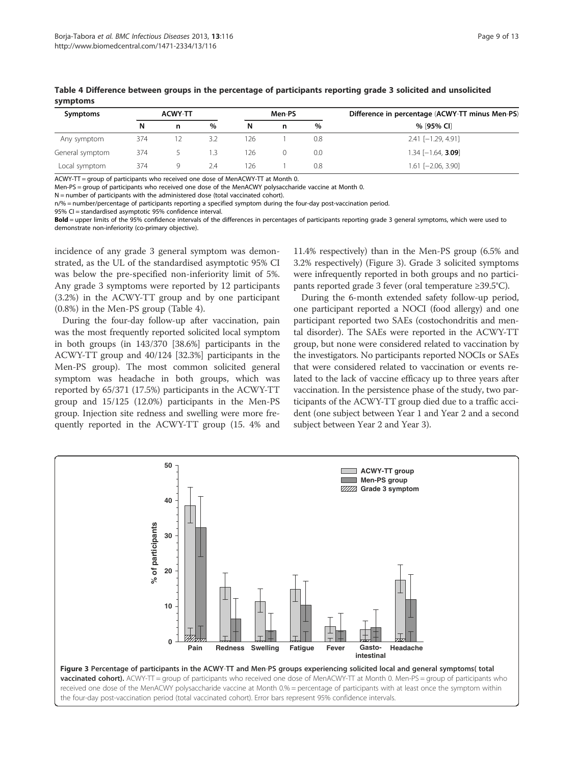**Table 4 Difference between groups in the percentage of participants reporting grade 3 solicited and unsolicited symptoms**

| Symptoms | ACWY-TT | | | Men-PS | | | Difference in percentage (ACWY-TT minus Men-PS) |
|---|---|---|---|---|---|---|---|
| | N | n | % | N | n | % | % [95% CI] |
| Any symptom | 374 | 12 | 3.2 | 126 | 1 | 0.8 | 2.41 [−1.29, 4.91] |
| General symptom | 374 | 5 | 1.3 | 126 | 0 | 0.0 | 1.34 [−1.64, **3.09**] |
| Local symptom | 374 | 9 | 2.4 | 126 | 1 | 0.8 | 1.61 [−2.06, 3.90] |

ACWY-TT = group of participants who received one dose of MenACWY-TT at Month 0.
Men-PS = group of participants who received one dose of the MenACWY polysaccharide vaccine at Month 0.
N = number of participants with the administered dose (total vaccinated cohort).
n/% = number/percentage of participants reporting a specified symptom during the four-day post-vaccination period.
95% CI = standardised asymptotic 95% confidence interval.
**Bold** = upper limits of the 95% confidence intervals of the differences in percentages of participants reporting grade 3 general symptoms, which were used to demonstrate non-inferiority (co-primary objective).

incidence of any grade 3 general symptom was demonstrated, as the UL of the standardised asymptotic 95% CI was below the pre-specified non-inferiority limit of 5%. Any grade 3 symptoms were reported by 12 participants (3.2%) in the ACWY-TT group and by one participant (0.8%) in the Men-PS group (Table 4).

During the four-day follow-up after vaccination, pain was the most frequently reported solicited local symptom in both groups (in 143/370 [38.6%] participants in the ACWY-TT group and 40/124 [32.3%] participants in the Men-PS group). The most common solicited general symptom was headache in both groups, which was reported by 65/371 (17.5%) participants in the ACWY-TT group and 15/125 (12.0%) participants in the Men-PS group. Injection site redness and swelling were more frequently reported in the ACWY-TT group (15. 4% and 11.4% respectively) than in the Men-PS group (6.5% and 3.2% respectively) (Figure 3). Grade 3 solicited symptoms were infrequently reported in both groups and no participants reported grade 3 fever (oral temperature ≥39.5°C).

During the 6-month extended safety follow-up period, one participant reported a NOCI (food allergy) and one participant reported two SAEs (costochondritis and mental disorder). The SAEs were reported in the ACWY-TT group, but none were considered related to vaccination by the investigators. No participants reported NOCIs or SAEs that were considered related to vaccination or events related to the lack of vaccine efficacy up to three years after vaccination. In the persistence phase of the study, two participants of the ACWY-TT group died due to a traffic accident (one subject between Year 1 and Year 2 and a second subject between Year 2 and Year 3).

**Figure 3 Percentage of participants in the ACWY-TT and Men-PS groups experiencing solicited local and general symptoms( total vaccinated cohort).** ACWY-TT = group of participants who received one dose of MenACWY-TT at Month 0. Men-PS = group of participants who received one dose of the MenACWY polysaccharide vaccine at Month 0.% = percentage of participants with at least once the symptom within the four-day post-vaccination period (total vaccinated cohort). Error bars represent 95% confidence intervals.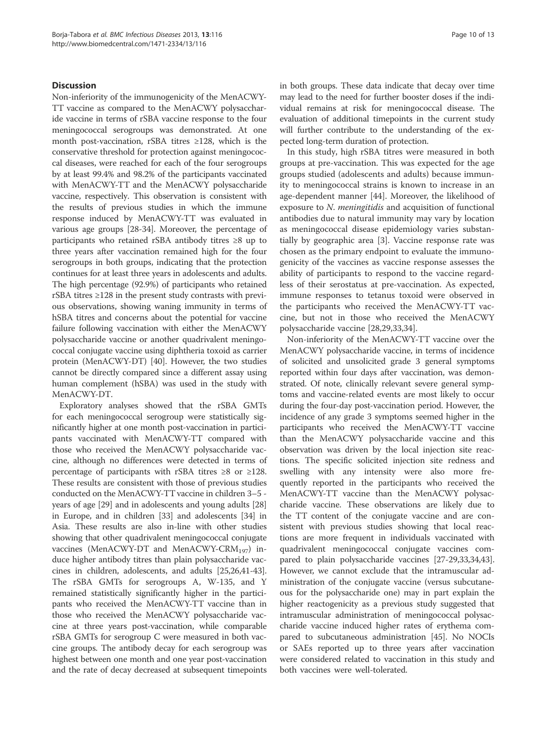## Discussion

Non-inferiority of the immunogenicity of the MenACWY-TT vaccine as compared to the MenACWY polysaccharide vaccine in terms of rSBA vaccine response to the four meningococcal serogroups was demonstrated. At one month post-vaccination, rSBA titres ≥128, which is the conservative threshold for protection against meningococcal diseases, were reached for each of the four serogroups by at least 99.4% and 98.2% of the participants vaccinated with MenACWY-TT and the MenACWY polysaccharide vaccine, respectively. This observation is consistent with the results of previous studies in which the immune response induced by MenACWY-TT was evaluated in various age groups [28-34]. Moreover, the percentage of participants who retained rSBA antibody titres ≥8 up to three years after vaccination remained high for the four serogroups in both groups, indicating that the protection continues for at least three years in adolescents and adults. The high percentage (92.9%) of participants who retained rSBA titres ≥128 in the present study contrasts with previous observations, showing waning immunity in terms of hSBA titres and concerns about the potential for vaccine failure following vaccination with either the MenACWY polysaccharide vaccine or another quadrivalent meningococcal conjugate vaccine using diphtheria toxoid as carrier protein (MenACWY-DT) [40]. However, the two studies cannot be directly compared since a different assay using human complement (hSBA) was used in the study with MenACWY-DT.

Exploratory analyses showed that the rSBA GMTs for each meningococcal serogroup were statistically significantly higher at one month post-vaccination in participants vaccinated with MenACWY-TT compared with those who received the MenACWY polysaccharide vaccine, although no differences were detected in terms of percentage of participants with rSBA titres ≥8 or ≥128. These results are consistent with those of previous studies conducted on the MenACWY-TT vaccine in children 3–5 -years of age [29] and in adolescents and young adults [28] in Europe, and in children [33] and adolescents [34] in Asia. These results are also in-line with other studies showing that other quadrivalent meningococcal conjugate vaccines (MenACWY-DT and MenACWY-$CRM_{197}$) induce higher antibody titres than plain polysaccharide vaccines in children, adolescents, and adults [25,26,41-43]. The rSBA GMTs for serogroups A, W-135, and Y remained statistically significantly higher in the participants who received the MenACWY-TT vaccine than in those who received the MenACWY polysaccharide vaccine at three years post-vaccination, while comparable rSBA GMTs for serogroup C were measured in both vaccine groups. The antibody decay for each serogroup was highest between one month and one year post-vaccination and the rate of decay decreased at subsequent timepoints in both groups. These data indicate that decay over time may lead to the need for further booster doses if the individual remains at risk for meningococcal disease. The evaluation of additional timepoints in the current study will further contribute to the understanding of the expected long-term duration of protection.

In this study, high rSBA titres were measured in both groups at pre-vaccination. This was expected for the age groups studied (adolescents and adults) because immunity to meningococcal strains is known to increase in an age-dependent manner [44]. Moreover, the likelihood of exposure to *N. meningitidis* and acquisition of functional antibodies due to natural immunity may vary by location as meningococcal disease epidemiology varies substantially by geographic area [3]. Vaccine response rate was chosen as the primary endpoint to evaluate the immunogenicity of the vaccines as vaccine response assesses the ability of participants to respond to the vaccine regardless of their serostatus at pre-vaccination. As expected, immune responses to tetanus toxoid were observed in the participants who received the MenACWY-TT vaccine, but not in those who received the MenACWY polysaccharide vaccine [28,29,33,34].

Non-inferiority of the MenACWY-TT vaccine over the MenACWY polysaccharide vaccine, in terms of incidence of solicited and unsolicited grade 3 general symptoms reported within four days after vaccination, was demonstrated. Of note, clinically relevant severe general symptoms and vaccine-related events are most likely to occur during the four-day post-vaccination period. However, the incidence of any grade 3 symptoms seemed higher in the participants who received the MenACWY-TT vaccine than the MenACWY polysaccharide vaccine and this observation was driven by the local injection site reactions. The specific solicited injection site redness and swelling with any intensity were also more frequently reported in the participants who received the MenACWY-TT vaccine than the MenACWY polysaccharide vaccine. These observations are likely due to the TT content of the conjugate vaccine and are consistent with previous studies showing that local reactions are more frequent in individuals vaccinated with quadrivalent meningococcal conjugate vaccines compared to plain polysaccharide vaccines [27-29,33,34,43]. However, we cannot exclude that the intramuscular administration of the conjugate vaccine (versus subcutaneous for the polysaccharide one) may in part explain the higher reactogenicity as a previous study suggested that intramuscular administration of meningococcal polysaccharide vaccine induced higher rates of erythema compared to subcutaneous administration [45]. No NOCIs or SAEs reported up to three years after vaccination were considered related to vaccination in this study and both vaccines were well-tolerated.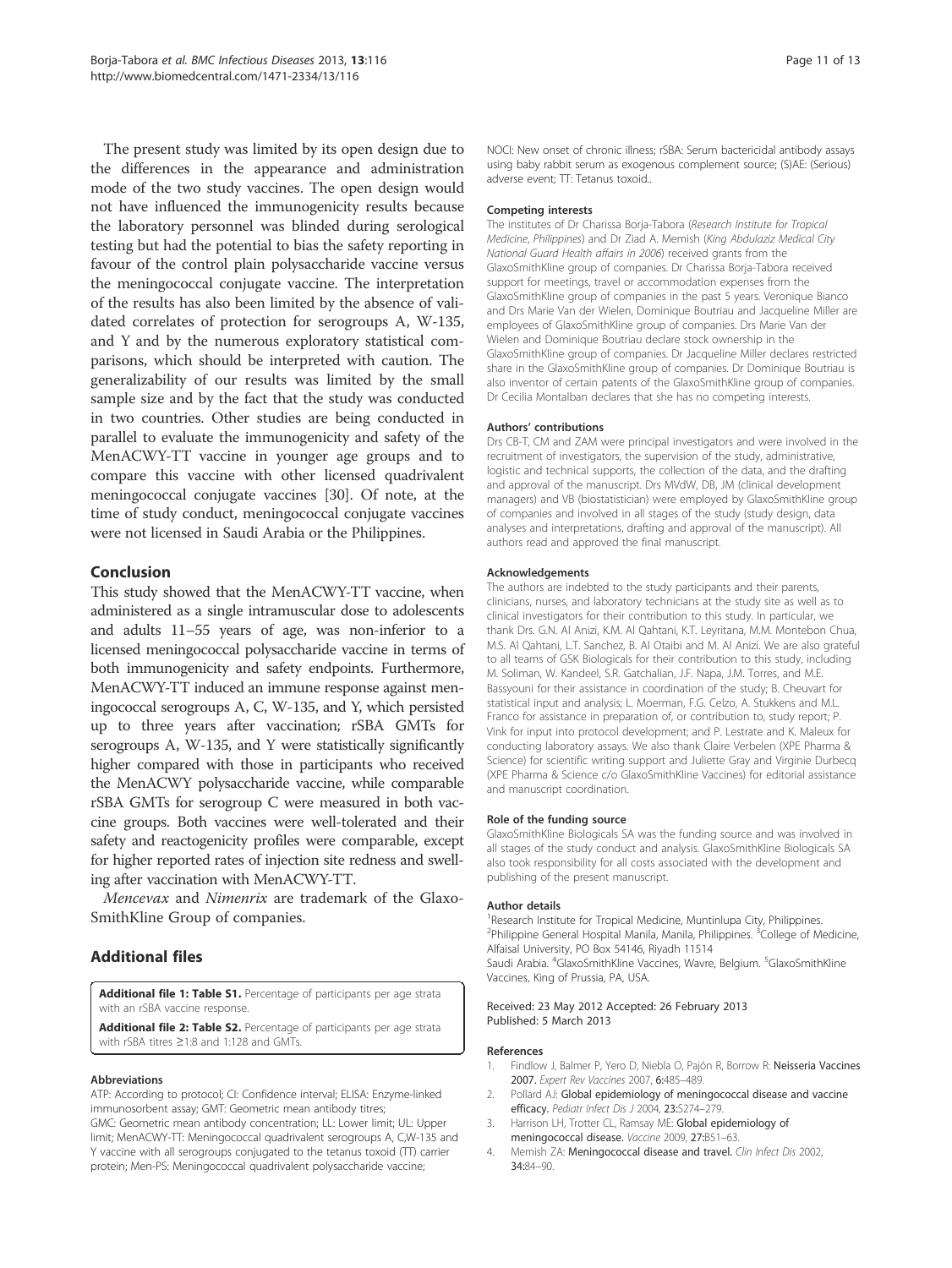The present study was limited by its open design due to the differences in the appearance and administration mode of the two study vaccines. The open design would not have influenced the immunogenicity results because the laboratory personnel was blinded during serological testing but had the potential to bias the safety reporting in favour of the control plain polysaccharide vaccine versus the meningococcal conjugate vaccine. The interpretation of the results has also been limited by the absence of validated correlates of protection for serogroups A, W-135, and Y and by the numerous exploratory statistical comparisons, which should be interpreted with caution. The generalizability of our results was limited by the small sample size and by the fact that the study was conducted in two countries. Other studies are being conducted in parallel to evaluate the immunogenicity and safety of the MenACWY-TT vaccine in younger age groups and to compare this vaccine with other licensed quadrivalent meningococcal conjugate vaccines [30]. Of note, at the time of study conduct, meningococcal conjugate vaccines were not licensed in Saudi Arabia or the Philippines.

## Conclusion

This study showed that the MenACWY-TT vaccine, when administered as a single intramuscular dose to adolescents and adults 11–55 years of age, was non-inferior to a licensed meningococcal polysaccharide vaccine in terms of both immunogenicity and safety endpoints. Furthermore, MenACWY-TT induced an immune response against meningococcal serogroups A, C, W-135, and Y, which persisted up to three years after vaccination; rSBA GMTs for serogroups A, W-135, and Y were statistically significantly higher compared with those in participants who received the MenACWY polysaccharide vaccine, while comparable rSBA GMTs for serogroup C were measured in both vaccine groups. Both vaccines were well-tolerated and their safety and reactogenicity profiles were comparable, except for higher reported rates of injection site redness and swelling after vaccination with MenACWY-TT.

*Mencevax* and *Nimenrix* are trademark of the GlaxoSmithKline Group of companies.

## Additional files

**Additional file 1: Table S1.** Percentage of participants per age strata with an rSBA vaccine response.

**Additional file 2: Table S2.** Percentage of participants per age strata with rSBA titres ≥1:8 and 1:128 and GMTs.

#### Abbreviations

ATP: According to protocol; CI: Confidence interval; ELISA: Enzyme-linked immunosorbent assay; GMT: Geometric mean antibody titres; GMC: Geometric mean antibody concentration; LL: Lower limit; UL: Upper limit; MenACWY-TT: Meningococcal quadrivalent serogroups A, C,W-135 and Y vaccine with all serogroups conjugated to the tetanus toxoid (TT) carrier protein; Men-PS: Meningococcal quadrivalent polysaccharide vaccine; NOCI: New onset of chronic illness; rSBA: Serum bactericidal antibody assays using baby rabbit serum as exogenous complement source; (S)AE: (Serious) adverse event; TT: Tetanus toxoid..

#### Competing interests

The institutes of Dr Charissa Borja-Tabora (*Research Institute for Tropical Medicine, Philippines*) and Dr Ziad A. Memish (*King Abdulaziz Medical City National Guard Health affairs in 2006*) received grants from the GlaxoSmithKline group of companies. Dr Charissa Borja-Tabora received support for meetings, travel or accommodation expenses from the GlaxoSmithKline group of companies in the past 5 years. Veronique Bianco and Drs Marie Van der Wielen, Dominique Boutriau and Jacqueline Miller are employees of GlaxoSmithKline group of companies. Drs Marie Van der Wielen and Dominique Boutriau declare stock ownership in the GlaxoSmithKline group of companies. Dr Jacqueline Miller declares restricted share in the GlaxoSmithKline group of companies. Dr Dominique Boutriau is also inventor of certain patents of the GlaxoSmithKline group of companies. Dr Cecilia Montalban declares that she has no competing interests.

#### Authors' contributions

Drs CB-T, CM and ZAM were principal investigators and were involved in the recruitment of investigators, the supervision of the study, administrative, logistic and technical supports, the collection of the data, and the drafting and approval of the manuscript. Drs MVdW, DB, JM (clinical development managers) and VB (biostatistician) were employed by GlaxoSmithKline group of companies and involved in all stages of the study (study design, data analyses and interpretations, drafting and approval of the manuscript). All authors read and approved the final manuscript.

#### Acknowledgements

The authors are indebted to the study participants and their parents, clinicians, nurses, and laboratory technicians at the study site as well as to clinical investigators for their contribution to this study. In particular, we thank Drs. G.N. Al Anizi, K.M. Al Qahtani, K.T. Leyritana, M.M. Montebon Chua, M.S. Al Qahtani, L.T. Sanchez, B. Al Otaibi and M. Al Anizi. We are also grateful to all teams of GSK Biologicals for their contribution to this study, including M. Soliman, W. Kandeel, S.R. Gatchalian, J.F. Napa, J.M. Torres, and M.E. Bassyouni for their assistance in coordination of the study; B. Cheuvart for statistical input and analysis; L. Moerman, F.G. Celzo, A. Stukkens and M.L. Franco for assistance in preparation of, or contribution to, study report; P. Vink for input into protocol development; and P. Lestrate and K. Maleux for conducting laboratory assays. We also thank Claire Verbelen (XPE Pharma & Science) for scientific writing support and Juliette Gray and Virginie Durbecq (XPE Pharma & Science c/o GlaxoSmithKline Vaccines) for editorial assistance and manuscript coordination.

#### Role of the funding source

GlaxoSmithKline Biologicals SA was the funding source and was involved in all stages of the study conduct and analysis. GlaxoSmithKline Biologicals SA also took responsibility for all costs associated with the development and publishing of the present manuscript.

#### Author details

[1]Research Institute for Tropical Medicine, Muntinlupa City, Philippines. [2]Philippine General Hospital Manila, Manila, Philippines. [3]College of Medicine, Alfaisal University, PO Box 54146, Riyadh 11514 Saudi Arabia. [4]GlaxoSmithKline Vaccines, Wavre, Belgium. [5]GlaxoSmithKline Vaccines, King of Prussia, PA, USA.

Received: 23 May 2012 Accepted: 26 February 2013
Published: 5 March 2013

#### References

1. Findlow J, Balmer P, Yero D, Niebla O, Pajón R, Borrow R: **Neisseria Vaccines 2007.** *Expert Rev Vaccines* 2007, **6:**485–489.
2. Pollard AJ: **Global epidemiology of meningococcal disease and vaccine efficacy.** *Pediatr Infect Dis J* 2004, **23:**S274–279.
3. Harrison LH, Trotter CL, Ramsay ME: **Global epidemiology of meningococcal disease.** *Vaccine* 2009, **27:**B51–63.
4. Memish ZA: **Meningococcal disease and travel.** *Clin Infect Dis* 2002, **34:**84–90.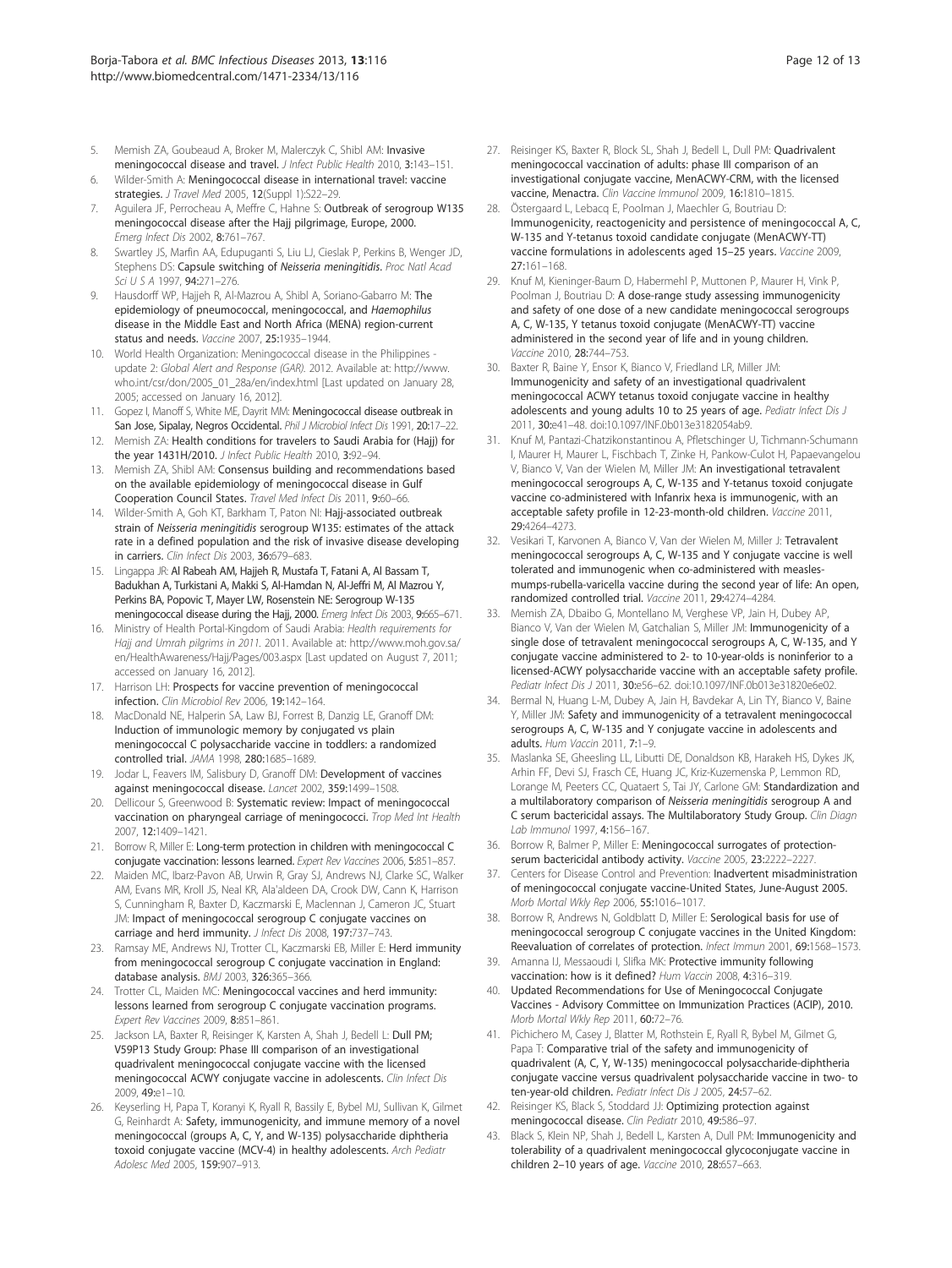5. Memish ZA, Goubeaud A, Broker M, Malerczyk C, Shibl AM: **Invasive meningococcal disease and travel.** *J Infect Public Health* 2010, **3:**143–151.
6. Wilder-Smith A: **Meningococcal disease in international travel: vaccine strategies.** *J Travel Med* 2005, **12**(Suppl 1):S22–29.
7. Aguilera JF, Perrocheau A, Meffre C, Hahne S: **Outbreak of serogroup W135 meningococcal disease after the Hajj pilgrimage, Europe, 2000.** *Emerg Infect Dis* 2002, **8:**761–767.
8. Swartley JS, Marfin AA, Edupuganti S, Liu LJ, Cieslak P, Perkins B, Wenger JD, Stephens DS: **Capsule switching of *Neisseria meningitidis*.** *Proc Natl Acad Sci U S A* 1997, **94:**271–276.
9. Hausdorff WP, Hajjeh R, Al-Mazrou A, Shibl A, Soriano-Gabarro M: **The epidemiology of pneumococcal, meningococcal, and *Haemophilus* disease in the Middle East and North Africa (MENA) region-current status and needs.** *Vaccine* 2007, **25:**1935–1944.
10. World Health Organization: Meningococcal disease in the Philippines - update 2: *Global Alert and Response (GAR).* 2012. Available at: http://www.who.int/csr/don/2005_01_28a/en/index.html [Last updated on January 28, 2005; accessed on January 16, 2012].
11. Gopez I, Manoff S, White ME, Dayrit MM: **Meningococcal disease outbreak in San Jose, Sipalay, Negros Occidental.** *Phil J Microbiol Infect Dis* 1991, **20:**17–22.
12. Memish ZA: **Health conditions for travelers to Saudi Arabia for (Hajj) for the year 1431H/2010.** *J Infect Public Health* 2010, **3:**92–94.
13. Memish ZA, Shibl AM: **Consensus building and recommendations based on the available epidemiology of meningococcal disease in Gulf Cooperation Council States.** *Travel Med Infect Dis* 2011, **9:**60–66.
14. Wilder-Smith A, Goh KT, Barkham T, Paton NI: **Hajj-associated outbreak strain of *Neisseria meningitidis* serogroup W135: estimates of the attack rate in a defined population and the risk of invasive disease developing in carriers.** *Clin Infect Dis* 2003, **36:**679–683.
15. Lingappa JR: **Al Rabeah AM, Hajjeh R, Mustafa T, Fatani A, Al Bassam T, Badukhan A, Turkistani A, Makki S, Al-Hamdan N, Al-Jeffri M, Al Mazrou Y, Perkins BA, Popovic T, Mayer LW, Rosenstein NE: Serogroup W-135 meningococcal disease during the Hajj, 2000.** *Emerg Infect Dis* 2003, **9:**665–671.
16. Ministry of Health Portal-Kingdom of Saudi Arabia: *Health requirements for Hajj and Umrah pilgrims in 2011.* 2011. Available at: http://www.moh.gov.sa/en/HealthAwareness/Hajj/Pages/003.aspx [Last updated on August 7, 2011; accessed on January 16, 2012].
17. Harrison LH: **Prospects for vaccine prevention of meningococcal infection.** *Clin Microbiol Rev* 2006, **19:**142–164.
18. MacDonald NE, Halperin SA, Law BJ, Forrest B, Danzig LE, Granoff DM: **Induction of immunologic memory by conjugated vs plain meningococcal C polysaccharide vaccine in toddlers: a randomized controlled trial.** *JAMA* 1998, **280:**1685–1689.
19. Jodar L, Feavers IM, Salisbury D, Granoff DM: **Development of vaccines against meningococcal disease.** *Lancet* 2002, **359:**1499–1508.
20. Dellicour S, Greenwood B: **Systematic review: Impact of meningococcal vaccination on pharyngeal carriage of meningococci.** *Trop Med Int Health* 2007, **12:**1409–1421.
21. Borrow R, Miller E: **Long-term protection in children with meningococcal C conjugate vaccination: lessons learned.** *Expert Rev Vaccines* 2006, **5:**851–857.
22. Maiden MC, Ibarz-Pavon AB, Urwin R, Gray SJ, Andrews NJ, Clarke SC, Walker AM, Evans MR, Kroll JS, Neal KR, Ala'aldeen DA, Crook DW, Cann K, Harrison S, Cunningham R, Baxter D, Kaczmarski E, Maclennan J, Cameron JC, Stuart JM: **Impact of meningococcal serogroup C conjugate vaccines on carriage and herd immunity.** *J Infect Dis* 2008, **197:**737–743.
23. Ramsay ME, Andrews NJ, Trotter CL, Kaczmarski EB, Miller E: **Herd immunity from meningococcal serogroup C conjugate vaccination in England: database analysis.** *BMJ* 2003, **326:**365–366.
24. Trotter CL, Maiden MC: **Meningococcal vaccines and herd immunity: lessons learned from serogroup C conjugate vaccination programs.** *Expert Rev Vaccines* 2009, **8:**851–861.
25. Jackson LA, Baxter R, Reisinger K, Karsten A, Shah J, Bedell L: **Dull PM; V59P13 Study Group: Phase III comparison of an investigational quadrivalent meningococcal conjugate vaccine with the licensed meningococcal ACWY conjugate vaccine in adolescents.** *Clin Infect Dis* 2009, **49:**e1–10.
26. Keyserling H, Papa T, Koranyi K, Ryall R, Bassily E, Bybel MJ, Sullivan K, Gilmet G, Reinhardt A: **Safety, immunogenicity, and immune memory of a novel meningococcal (groups A, C, Y, and W-135) polysaccharide diphtheria toxoid conjugate vaccine (MCV-4) in healthy adolescents.** *Arch Pediatr Adolesc Med* 2005, **159:**907–913.
27. Reisinger KS, Baxter R, Block SL, Shah J, Bedell L, Dull PM: **Quadrivalent meningococcal vaccination of adults: phase III comparison of an investigational conjugate vaccine, MenACWY-CRM, with the licensed vaccine, Menactra.** *Clin Vaccine Immunol* 2009, **16:**1810–1815.
28. Östergaard L, Lebacq E, Poolman J, Maechler G, Boutriau D: **Immunogenicity, reactogenicity and persistence of meningococcal A, C, W-135 and Y-tetanus toxoid candidate conjugate (MenACWY-TT) vaccine formulations in adolescents aged 15–25 years.** *Vaccine* 2009, **27:**161–168.
29. Knuf M, Kieninger-Baum D, Habermehl P, Muttonen P, Maurer H, Vink P, Poolman J, Boutriau D: **A dose-range study assessing immunogenicity and safety of one dose of a new candidate meningococcal serogroups A, C, W-135, Y tetanus toxoid conjugate (MenACWY-TT) vaccine administered in the second year of life and in young children.** *Vaccine* 2010, **28:**744–753.
30. Baxter R, Baine Y, Ensor K, Bianco V, Friedland LR, Miller JM: **Immunogenicity and safety of an investigational quadrivalent meningococcal ACWY tetanus toxoid conjugate vaccine in healthy adolescents and young adults 10 to 25 years of age.** *Pediatr Infect Dis J* 2011, **30:**e41–48. doi:10.1097/INF.0b013e3182054ab9.
31. Knuf M, Pantazi-Chatzikonstantinou A, Pfletschinger U, Tichmann-Schumann I, Maurer H, Maurer L, Fischbach T, Zinke H, Pankow-Culot H, Papaevangelou V, Bianco V, Van der Wielen M, Miller JM: **An investigational tetravalent meningococcal serogroups A, C, W-135 and Y-tetanus toxoid conjugate vaccine co-administered with Infanrix hexa is immunogenic, with an acceptable safety profile in 12-23-month-old children.** *Vaccine* 2011, **29:**4264–4273.
32. Vesikari T, Karvonen A, Bianco V, Van der Wielen M, Miller J: **Tetravalent meningococcal serogroups A, C, W-135 and Y conjugate vaccine is well tolerated and immunogenic when co-administered with measles-mumps-rubella-varicella vaccine during the second year of life: An open, randomized controlled trial.** *Vaccine* 2011, **29:**4274–4284.
33. Memish ZA, Dbaibo G, Montellano M, Verghese VP, Jain H, Dubey AP, Bianco V, Van der Wielen M, Gatchalian S, Miller JM: **Immunogenicity of a single dose of tetravalent meningococcal serogroups A, C, W-135, and Y conjugate vaccine administered to 2- to 10-year-olds is noninferior to a licensed-ACWY polysaccharide vaccine with an acceptable safety profile.** *Pediatr Infect Dis J* 2011, **30:**e56–62. doi:10.1097/INF.0b013e31820e6e02.
34. Bermal N, Huang L-M, Dubey A, Jain H, Bavdekar A, Lin TY, Bianco V, Baine Y, Miller JM: **Safety and immunogenicity of a tetravalent meningococcal serogroups A, C, W-135 and Y conjugate vaccine in adolescents and adults.** *Hum Vaccin* 2011, **7:**1–9.
35. Maslanka SE, Gheesling LL, Libutti DE, Donaldson KB, Harakeh HS, Dykes JK, Arhin FF, Devi SJ, Frasch CE, Huang JC, Kriz-Kuzemenska P, Lemmon RD, Lorange M, Peeters CC, Quataert S, Tai JY, Carlone GM: **Standardization and a multilaboratory comparison of *Neisseria meningitidis* serogroup A and C serum bactericidal assays. The Multilaboratory Study Group.** *Clin Diagn Lab Immunol* 1997, **4:**156–167.
36. Borrow R, Balmer P, Miller E: **Meningococcal surrogates of protection-serum bactericidal antibody activity.** *Vaccine* 2005, **23:**2222–2227.
37. Centers for Disease Control and Prevention: **Inadvertent misadministration of meningococcal conjugate vaccine-United States, June-August 2005.** *Morb Mortal Wkly Rep* 2006, **55:**1016–1017.
38. Borrow R, Andrews N, Goldblatt D, Miller E: **Serological basis for use of meningococcal serogroup C conjugate vaccines in the United Kingdom: Reevaluation of correlates of protection.** *Infect Immun* 2001, **69:**1568–1573.
39. Amanna IJ, Messaoudi I, Slifka MK: **Protective immunity following vaccination: how is it defined?** *Hum Vaccin* 2008, **4:**316–319.
40. **Updated Recommendations for Use of Meningococcal Conjugate Vaccines - Advisory Committee on Immunization Practices (ACIP), 2010.** *Morb Mortal Wkly Rep* 2011, **60:**72–76.
41. Pichichero M, Casey J, Blatter M, Rothstein E, Ryall R, Bybel M, Gilmet G, Papa T: **Comparative trial of the safety and immunogenicity of quadrivalent (A, C, Y, W-135) meningococcal polysaccharide-diphtheria conjugate vaccine versus quadrivalent polysaccharide vaccine in two- to ten-year-old children.** *Pediatr Infect Dis J* 2005, **24:**57–62.
42. Reisinger KS, Black S, Stoddard JJ: **Optimizing protection against meningococcal disease.** *Clin Pediatr* 2010, **49:**586–97.
43. Black S, Klein NP, Shah J, Bedell L, Karsten A, Dull PM: **Immunogenicity and tolerability of a quadrivalent meningococcal glycoconjugate vaccine in children 2–10 years of age.** *Vaccine* 2010, **28:**657–663.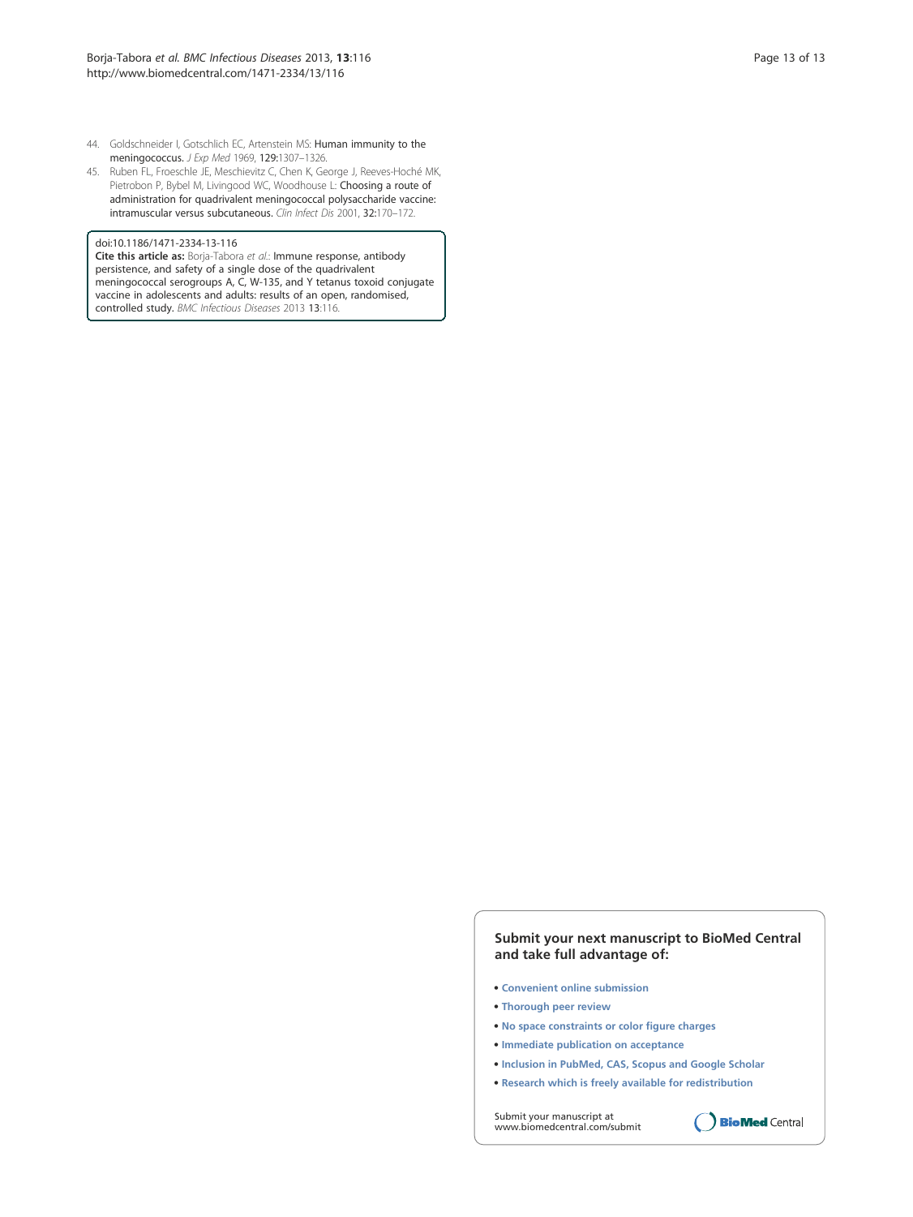44. Goldschneider I, Gotschlich EC, Artenstein MS: **Human immunity to the meningococcus.** *J Exp Med* 1969, **129:**1307–1326.
45. Ruben FL, Froeschle JE, Meschievitz C, Chen K, George J, Reeves-Hoché MK, Pietrobon P, Bybel M, Livingood WC, Woodhouse L: **Choosing a route of administration for quadrivalent meningococcal polysaccharide vaccine: intramuscular versus subcutaneous.** *Clin Infect Dis* 2001, **32:**170–172.

doi:10.1186/1471-2334-13-116

**Cite this article as:** Borja-Tabora *et al.*: Immune response, antibody persistence, and safety of a single dose of the quadrivalent meningococcal serogroups A, C, W-135, and Y tetanus toxoid conjugate vaccine in adolescents and adults: results of an open, randomised, controlled study. *BMC Infectious Diseases* 2013 **13**:116.

**Submit your next manuscript to BioMed Central and take full advantage of:**

- **Convenient online submission**
- **Thorough peer review**
- **No space constraints or color figure charges**
- **Immediate publication on acceptance**
- **Inclusion in PubMed, CAS, Scopus and Google Scholar**
- **Research which is freely available for redistribution**

Submit your manuscript at
www.biomedcentral.com/submit

BioMed Central